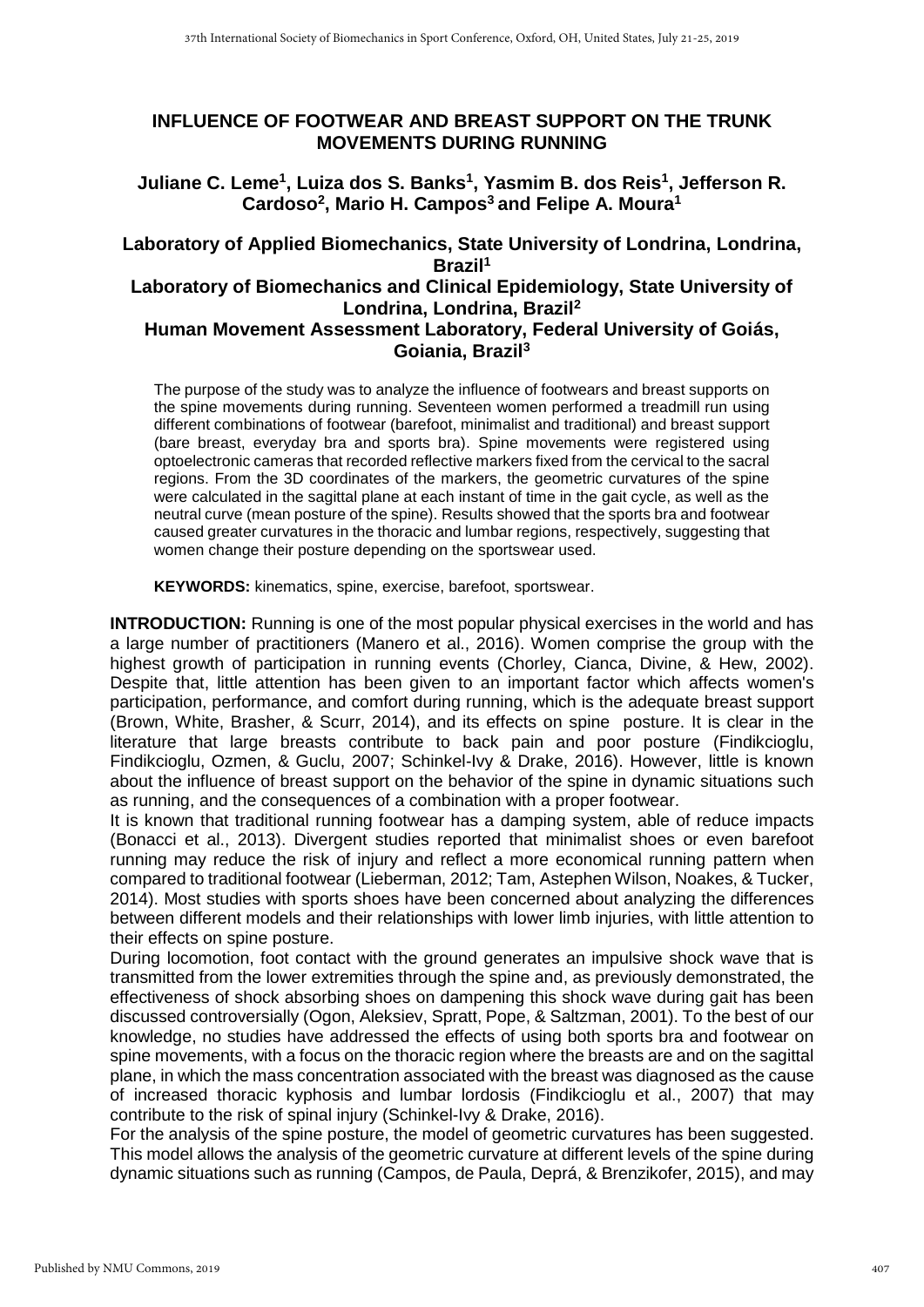# INFLUENCE OF FOOTWEAR AND BREAST SUPPORT ON THE TRUNK MOVEMENTS DURING RUNNING

**Juliane C. Leme[1], Luiza dos S. Banks[1], Yasmim B. dos Reis[1], Jefferson R. Cardoso[2], Mario H. Campos[3] and Felipe A. Moura[1]**

**Laboratory of Applied Biomechanics, State University of Londrina, Londrina, Brazil[1]**
**Laboratory of Biomechanics and Clinical Epidemiology, State University of Londrina, Londrina, Brazil[2]**
**Human Movement Assessment Laboratory, Federal University of Goiás, Goiania, Brazil[3]**

The purpose of the study was to analyze the influence of footwears and breast supports on the spine movements during running. Seventeen women performed a treadmill run using different combinations of footwear (barefoot, minimalist and traditional) and breast support (bare breast, everyday bra and sports bra). Spine movements were registered using optoelectronic cameras that recorded reflective markers fixed from the cervical to the sacral regions. From the 3D coordinates of the markers, the geometric curvatures of the spine were calculated in the sagittal plane at each instant of time in the gait cycle, as well as the neutral curve (mean posture of the spine). Results showed that the sports bra and footwear caused greater curvatures in the thoracic and lumbar regions, respectively, suggesting that women change their posture depending on the sportswear used.

**KEYWORDS:** kinematics, spine, exercise, barefoot, sportswear.

**INTRODUCTION:** Running is one of the most popular physical exercises in the world and has a large number of practitioners (Manero et al., 2016). Women comprise the group with the highest growth of participation in running events (Chorley, Cianca, Divine, & Hew, 2002). Despite that, little attention has been given to an important factor which affects women's participation, performance, and comfort during running, which is the adequate breast support (Brown, White, Brasher, & Scurr, 2014), and its effects on spine posture. It is clear in the literature that large breasts contribute to back pain and poor posture (Findikcioglu, Findikcioglu, Ozmen, & Guclu, 2007; Schinkel-Ivy & Drake, 2016). However, little is known about the influence of breast support on the behavior of the spine in dynamic situations such as running, and the consequences of a combination with a proper footwear.

It is known that traditional running footwear has a damping system, able of reduce impacts (Bonacci et al., 2013). Divergent studies reported that minimalist shoes or even barefoot running may reduce the risk of injury and reflect a more economical running pattern when compared to traditional footwear (Lieberman, 2012; Tam, Astephen Wilson, Noakes, & Tucker, 2014). Most studies with sports shoes have been concerned about analyzing the differences between different models and their relationships with lower limb injuries, with little attention to their effects on spine posture.

During locomotion, foot contact with the ground generates an impulsive shock wave that is transmitted from the lower extremities through the spine and, as previously demonstrated, the effectiveness of shock absorbing shoes on dampening this shock wave during gait has been discussed controversially (Ogon, Aleksiev, Spratt, Pope, & Saltzman, 2001). To the best of our knowledge, no studies have addressed the effects of using both sports bra and footwear on spine movements, with a focus on the thoracic region where the breasts are and on the sagittal plane, in which the mass concentration associated with the breast was diagnosed as the cause of increased thoracic kyphosis and lumbar lordosis (Findikcioglu et al., 2007) that may contribute to the risk of spinal injury (Schinkel-Ivy & Drake, 2016).

For the analysis of the spine posture, the model of geometric curvatures has been suggested. This model allows the analysis of the geometric curvature at different levels of the spine during dynamic situations such as running (Campos, de Paula, Deprá, & Brenzikofer, 2015), and may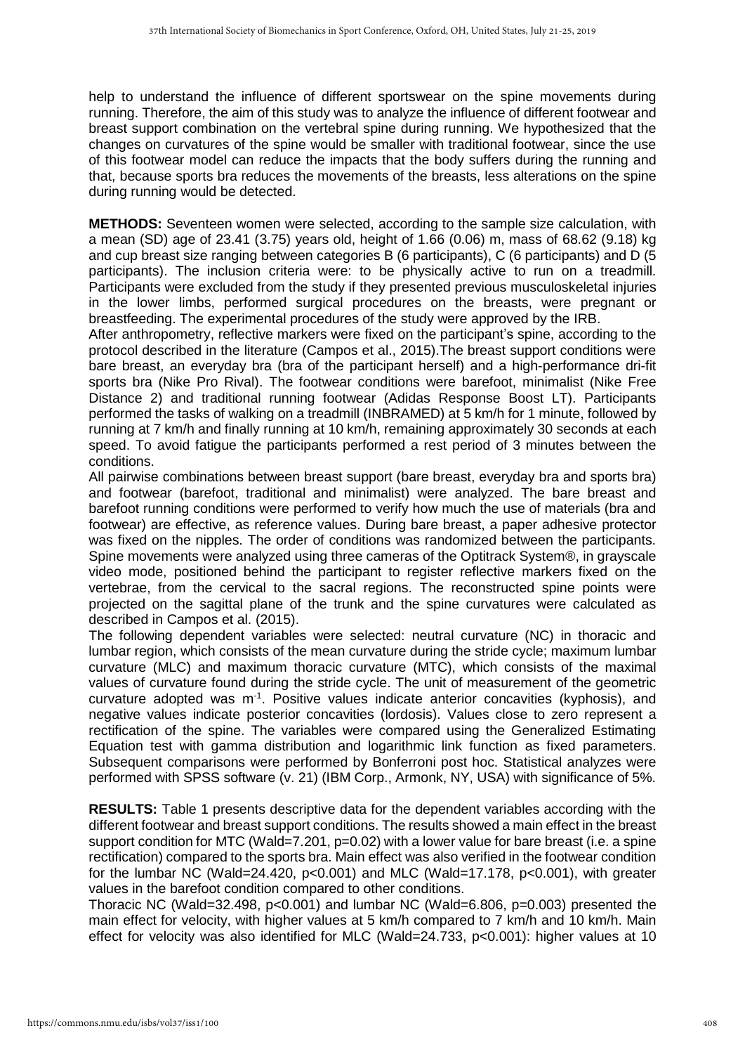help to understand the influence of different sportswear on the spine movements during running. Therefore, the aim of this study was to analyze the influence of different footwear and breast support combination on the vertebral spine during running. We hypothesized that the changes on curvatures of the spine would be smaller with traditional footwear, since the use of this footwear model can reduce the impacts that the body suffers during the running and that, because sports bra reduces the movements of the breasts, less alterations on the spine during running would be detected.

**METHODS:** Seventeen women were selected, according to the sample size calculation, with a mean (SD) age of 23.41 (3.75) years old, height of 1.66 (0.06) m, mass of 68.62 (9.18) kg and cup breast size ranging between categories B (6 participants), C (6 participants) and D (5 participants). The inclusion criteria were: to be physically active to run on a treadmill. Participants were excluded from the study if they presented previous musculoskeletal injuries in the lower limbs, performed surgical procedures on the breasts, were pregnant or breastfeeding. The experimental procedures of the study were approved by the IRB.

After anthropometry, reflective markers were fixed on the participant's spine, according to the protocol described in the literature (Campos et al., 2015).The breast support conditions were bare breast, an everyday bra (bra of the participant herself) and a high-performance dri-fit sports bra (Nike Pro Rival). The footwear conditions were barefoot, minimalist (Nike Free Distance 2) and traditional running footwear (Adidas Response Boost LT). Participants performed the tasks of walking on a treadmill (INBRAMED) at 5 km/h for 1 minute, followed by running at 7 km/h and finally running at 10 km/h, remaining approximately 30 seconds at each speed. To avoid fatigue the participants performed a rest period of 3 minutes between the conditions.

All pairwise combinations between breast support (bare breast, everyday bra and sports bra) and footwear (barefoot, traditional and minimalist) were analyzed. The bare breast and barefoot running conditions were performed to verify how much the use of materials (bra and footwear) are effective, as reference values. During bare breast, a paper adhesive protector was fixed on the nipples. The order of conditions was randomized between the participants. Spine movements were analyzed using three cameras of the Optitrack System®, in grayscale video mode, positioned behind the participant to register reflective markers fixed on the vertebrae, from the cervical to the sacral regions. The reconstructed spine points were projected on the sagittal plane of the trunk and the spine curvatures were calculated as described in Campos et al. (2015).

The following dependent variables were selected: neutral curvature (NC) in thoracic and lumbar region, which consists of the mean curvature during the stride cycle; maximum lumbar curvature (MLC) and maximum thoracic curvature (MTC), which consists of the maximal values of curvature found during the stride cycle. The unit of measurement of the geometric curvature adopted was $m^{-1}$. Positive values indicate anterior concavities (kyphosis), and negative values indicate posterior concavities (lordosis). Values close to zero represent a rectification of the spine. The variables were compared using the Generalized Estimating Equation test with gamma distribution and logarithmic link function as fixed parameters. Subsequent comparisons were performed by Bonferroni post hoc. Statistical analyzes were performed with SPSS software (v. 21) (IBM Corp., Armonk, NY, USA) with significance of 5%.

**RESULTS:** Table 1 presents descriptive data for the dependent variables according with the different footwear and breast support conditions. The results showed a main effect in the breast support condition for MTC (Wald=7.201, $p=0.02$) with a lower value for bare breast (i.e. a spine rectification) compared to the sports bra. Main effect was also verified in the footwear condition for the lumbar NC (Wald=24.420, $p<0.001$) and MLC (Wald=17.178, $p<0.001$), with greater values in the barefoot condition compared to other conditions.

Thoracic NC (Wald=32.498, $p<0.001$) and lumbar NC (Wald=6.806, $p=0.003$) presented the main effect for velocity, with higher values at 5 km/h compared to 7 km/h and 10 km/h. Main effect for velocity was also identified for MLC (Wald=24.733, $p<0.001$): higher values at 10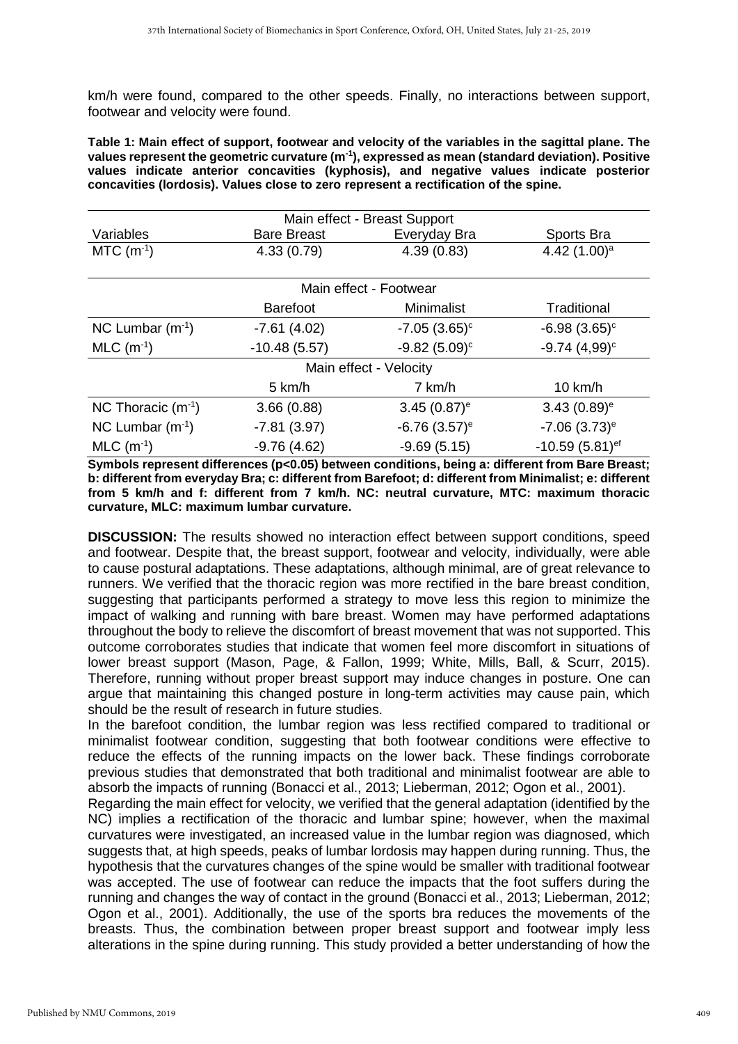km/h were found, compared to the other speeds. Finally, no interactions between support, footwear and velocity were found.

**Table 1: Main effect of support, footwear and velocity of the variables in the sagittal plane. The values represent the geometric curvature ($m^{-1}$), expressed as mean (standard deviation). Positive values indicate anterior concavities (kyphosis), and negative values indicate posterior concavities (lordosis). Values close to zero represent a rectification of the spine.**

| | Main effect - Breast Support | | |
|---|---|---|---|
| Variables | Bare Breast | Everyday Bra | Sports Bra |
| MTC ($m^{-1}$) | 4.33 (0.79) | 4.39 (0.83) | 4.42 (1.00)[a] |
| | **Main effect - Footwear** | | |
| | Barefoot | Minimalist | Traditional |
| NC Lumbar ($m^{-1}$) | -7.61 (4.02) | -7.05 (3.65)[c] | -6.98 (3.65)[c] |
| MLC ($m^{-1}$) | -10.48 (5.57) | -9.82 (5.09)[c] | -9.74 (4,99)[c] |
| | **Main effect - Velocity** | | |
| | 5 km/h | 7 km/h | 10 km/h |
| NC Thoracic ($m^{-1}$) | 3.66 (0.88) | 3.45 (0.87)[e] | 3.43 (0.89)[e] |
| NC Lumbar ($m^{-1}$) | -7.81 (3.97) | -6.76 (3.57)[e] | -7.06 (3.73)[e] |
| MLC ($m^{-1}$) | -9.76 (4.62) | -9.69 (5.15) | -10.59 (5.81)[ef] |

**Symbols represent differences ($p<0.05$) between conditions, being a: different from Bare Breast; b: different from everyday Bra; c: different from Barefoot; d: different from Minimalist; e: different from 5 km/h and f: different from 7 km/h. NC: neutral curvature, MTC: maximum thoracic curvature, MLC: maximum lumbar curvature.**

**DISCUSSION:** The results showed no interaction effect between support conditions, speed and footwear. Despite that, the breast support, footwear and velocity, individually, were able to cause postural adaptations. These adaptations, although minimal, are of great relevance to runners. We verified that the thoracic region was more rectified in the bare breast condition, suggesting that participants performed a strategy to move less this region to minimize the impact of walking and running with bare breast. Women may have performed adaptations throughout the body to relieve the discomfort of breast movement that was not supported. This outcome corroborates studies that indicate that women feel more discomfort in situations of lower breast support (Mason, Page, & Fallon, 1999; White, Mills, Ball, & Scurr, 2015). Therefore, running without proper breast support may induce changes in posture. One can argue that maintaining this changed posture in long-term activities may cause pain, which should be the result of research in future studies.

In the barefoot condition, the lumbar region was less rectified compared to traditional or minimalist footwear condition, suggesting that both footwear conditions were effective to reduce the effects of the running impacts on the lower back. These findings corroborate previous studies that demonstrated that both traditional and minimalist footwear are able to absorb the impacts of running (Bonacci et al., 2013; Lieberman, 2012; Ogon et al., 2001).

Regarding the main effect for velocity, we verified that the general adaptation (identified by the NC) implies a rectification of the thoracic and lumbar spine; however, when the maximal curvatures were investigated, an increased value in the lumbar region was diagnosed, which suggests that, at high speeds, peaks of lumbar lordosis may happen during running. Thus, the hypothesis that the curvatures changes of the spine would be smaller with traditional footwear was accepted. The use of footwear can reduce the impacts that the foot suffers during the running and changes the way of contact in the ground (Bonacci et al., 2013; Lieberman, 2012; Ogon et al., 2001). Additionally, the use of the sports bra reduces the movements of the breasts. Thus, the combination between proper breast support and footwear imply less alterations in the spine during running. This study provided a better understanding of how the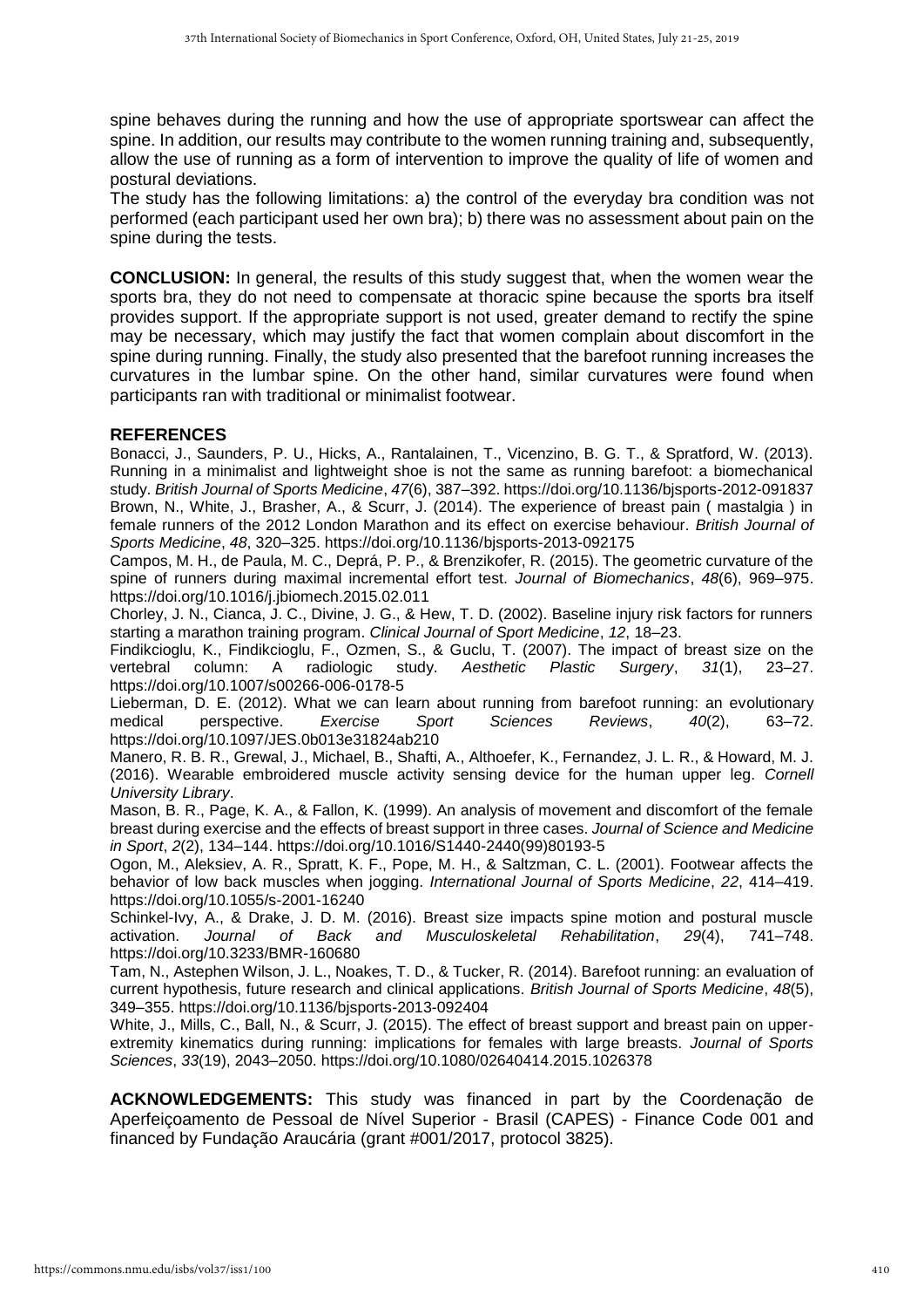spine behaves during the running and how the use of appropriate sportswear can affect the spine. In addition, our results may contribute to the women running training and, subsequently, allow the use of running as a form of intervention to improve the quality of life of women and postural deviations.

The study has the following limitations: a) the control of the everyday bra condition was not performed (each participant used her own bra); b) there was no assessment about pain on the spine during the tests.

**CONCLUSION:** In general, the results of this study suggest that, when the women wear the sports bra, they do not need to compensate at thoracic spine because the sports bra itself provides support. If the appropriate support is not used, greater demand to rectify the spine may be necessary, which may justify the fact that women complain about discomfort in the spine during running. Finally, the study also presented that the barefoot running increases the curvatures in the lumbar spine. On the other hand, similar curvatures were found when participants ran with traditional or minimalist footwear.

**REFERENCES**

Bonacci, J., Saunders, P. U., Hicks, A., Rantalainen, T., Vicenzino, B. G. T., & Spratford, W. (2013). Running in a minimalist and lightweight shoe is not the same as running barefoot: a biomechanical study. *British Journal of Sports Medicine*, *47*(6), 387–392. https://doi.org/10.1136/bjsports-2012-091837

Brown, N., White, J., Brasher, A., & Scurr, J. (2014). The experience of breast pain ( mastalgia ) in female runners of the 2012 London Marathon and its effect on exercise behaviour. *British Journal of Sports Medicine*, *48*, 320–325. https://doi.org/10.1136/bjsports-2013-092175

Campos, M. H., de Paula, M. C., Deprá, P. P., & Brenzikofer, R. (2015). The geometric curvature of the spine of runners during maximal incremental effort test. *Journal of Biomechanics*, *48*(6), 969–975. https://doi.org/10.1016/j.jbiomech.2015.02.011

Chorley, J. N., Cianca, J. C., Divine, J. G., & Hew, T. D. (2002). Baseline injury risk factors for runners starting a marathon training program. *Clinical Journal of Sport Medicine*, *12*, 18–23.

Findikcioglu, K., Findikcioglu, F., Ozmen, S., & Guclu, T. (2007). The impact of breast size on the vertebral column: A radiologic study. *Aesthetic Plastic Surgery*, *31*(1), 23–27. https://doi.org/10.1007/s00266-006-0178-5

Lieberman, D. E. (2012). What we can learn about running from barefoot running: an evolutionary medical perspective. *Exercise Sport Sciences Reviews*, *40*(2), 63–72. https://doi.org/10.1097/JES.0b013e31824ab210

Manero, R. B. R., Grewal, J., Michael, B., Shafti, A., Althoefer, K., Fernandez, J. L. R., & Howard, M. J. (2016). Wearable embroidered muscle activity sensing device for the human upper leg. *Cornell University Library*.

Mason, B. R., Page, K. A., & Fallon, K. (1999). An analysis of movement and discomfort of the female breast during exercise and the effects of breast support in three cases. *Journal of Science and Medicine in Sport*, *2*(2), 134–144. https://doi.org/10.1016/S1440-2440(99)80193-5

Ogon, M., Aleksiev, A. R., Spratt, K. F., Pope, M. H., & Saltzman, C. L. (2001). Footwear affects the behavior of low back muscles when jogging. *International Journal of Sports Medicine*, *22*, 414–419. https://doi.org/10.1055/s-2001-16240

Schinkel-Ivy, A., & Drake, J. D. M. (2016). Breast size impacts spine motion and postural muscle activation. *Journal of Back and Musculoskeletal Rehabilitation*, *29*(4), 741–748. https://doi.org/10.3233/BMR-160680

Tam, N., Astephen Wilson, J. L., Noakes, T. D., & Tucker, R. (2014). Barefoot running: an evaluation of current hypothesis, future research and clinical applications. *British Journal of Sports Medicine*, *48*(5), 349–355. https://doi.org/10.1136/bjsports-2013-092404

White, J., Mills, C., Ball, N., & Scurr, J. (2015). The effect of breast support and breast pain on upper-extremity kinematics during running: implications for females with large breasts. *Journal of Sports Sciences*, *33*(19), 2043–2050. https://doi.org/10.1080/02640414.2015.1026378

**ACKNOWLEDGEMENTS:** This study was financed in part by the Coordenação de Aperfeiçoamento de Pessoal de Nível Superior - Brasil (CAPES) - Finance Code 001 and financed by Fundação Araucária (grant #001/2017, protocol 3825).